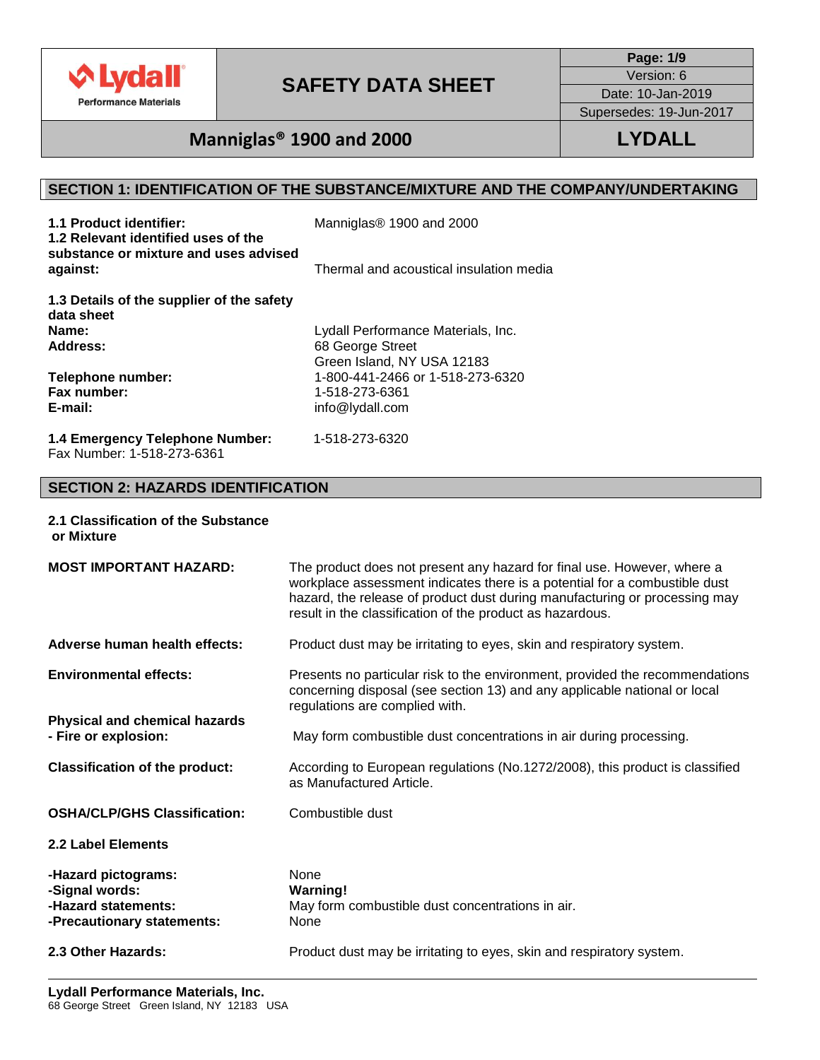# SAFETY DATA SHEET

Version: 6
Date: 10-Jan-2019
Supersedes: 19-Jun-2017

## Manniglas® 1900 and 2000 — LYDALL

## SECTION 1: IDENTIFICATION OF THE SUBSTANCE/MIXTURE AND THE COMPANY/UNDERTAKING

| | |
|---|---|
| **1.1 Product identifier:** | Manniglas® 1900 and 2000 |
| **1.2 Relevant identified uses of the substance or mixture and uses advised against:** | Thermal and acoustical insulation media |
| **1.3 Details of the supplier of the safety data sheet** | |
| **Name:** | Lydall Performance Materials, Inc. |
| **Address:** | 68 George Street<br>Green Island, NY USA 12183 |
| **Telephone number:** | 1-800-441-2466 or 1-518-273-6320 |
| **Fax number:** | 1-518-273-6361 |
| **E-mail:** | info@lydall.com |
| **1.4 Emergency Telephone Number:** | 1-518-273-6320 |

Fax Number: 1-518-273-6361

## SECTION 2: HAZARDS IDENTIFICATION

**2.1 Classification of the Substance or Mixture**

| | |
|---|---|
| **MOST IMPORTANT HAZARD:** | The product does not present any hazard for final use. However, where a workplace assessment indicates there is a potential for a combustible dust hazard, the release of product dust during manufacturing or processing may result in the classification of the product as hazardous. |
| **Adverse human health effects:** | Product dust may be irritating to eyes, skin and respiratory system. |
| **Environmental effects:** | Presents no particular risk to the environment, provided the recommendations concerning disposal (see section 13) and any applicable national or local regulations are complied with. |
| **Physical and chemical hazards - Fire or explosion:** | May form combustible dust concentrations in air during processing. |
| **Classification of the product:** | According to European regulations (No.1272/2008), this product is classified as Manufactured Article. |
| **OSHA/CLP/GHS Classification:** | Combustible dust |

**2.2 Label Elements**

| | |
|---|---|
| **-Hazard pictograms:** | None |
| **-Signal words:** | **Warning!** |
| **-Hazard statements:** | May form combustible dust concentrations in air. |
| **-Precautionary statements:** | None |

| | |
|---|---|
| **2.3 Other Hazards:** | Product dust may be irritating to eyes, skin and respiratory system. |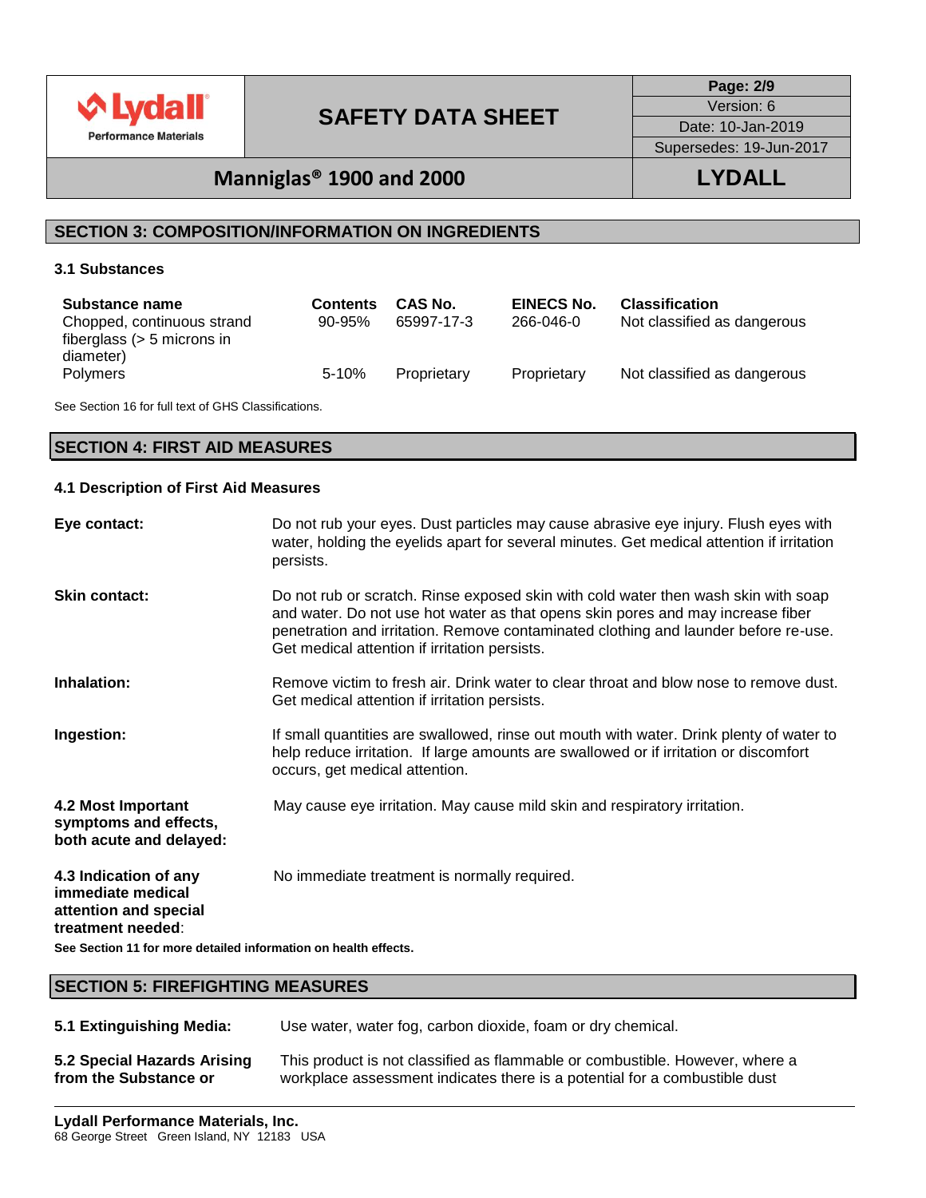## SECTION 3: COMPOSITION/INFORMATION ON INGREDIENTS

### 3.1 Substances

| Substance name | Contents | CAS No. | EINECS No. | Classification |
|---|---|---|---|---|
| Chopped, continuous strand fiberglass (> 5 microns in diameter) | 90-95% | 65997-17-3 | 266-046-0 | Not classified as dangerous |
| Polymers | 5-10% | Proprietary | Proprietary | Not classified as dangerous |

See Section 16 for full text of GHS Classifications.

## SECTION 4: FIRST AID MEASURES

### 4.1 Description of First Aid Measures

**Eye contact:** Do not rub your eyes. Dust particles may cause abrasive eye injury. Flush eyes with water, holding the eyelids apart for several minutes. Get medical attention if irritation persists.

**Skin contact:** Do not rub or scratch. Rinse exposed skin with cold water then wash skin with soap and water. Do not use hot water as that opens skin pores and may increase fiber penetration and irritation. Remove contaminated clothing and launder before re-use. Get medical attention if irritation persists.

**Inhalation:** Remove victim to fresh air. Drink water to clear throat and blow nose to remove dust. Get medical attention if irritation persists.

**Ingestion:** If small quantities are swallowed, rinse out mouth with water. Drink plenty of water to help reduce irritation. If large amounts are swallowed or if irritation or discomfort occurs, get medical attention.

**4.2 Most Important symptoms and effects, both acute and delayed:** May cause eye irritation. May cause mild skin and respiratory irritation.

**4.3 Indication of any immediate medical attention and special treatment needed**: No immediate treatment is normally required.

**See Section 11 for more detailed information on health effects.**

## SECTION 5: FIREFIGHTING MEASURES

**5.1 Extinguishing Media:** Use water, water fog, carbon dioxide, foam or dry chemical.

**5.2 Special Hazards Arising from the Substance or** This product is not classified as flammable or combustible. However, where a workplace assessment indicates there is a potential for a combustible dust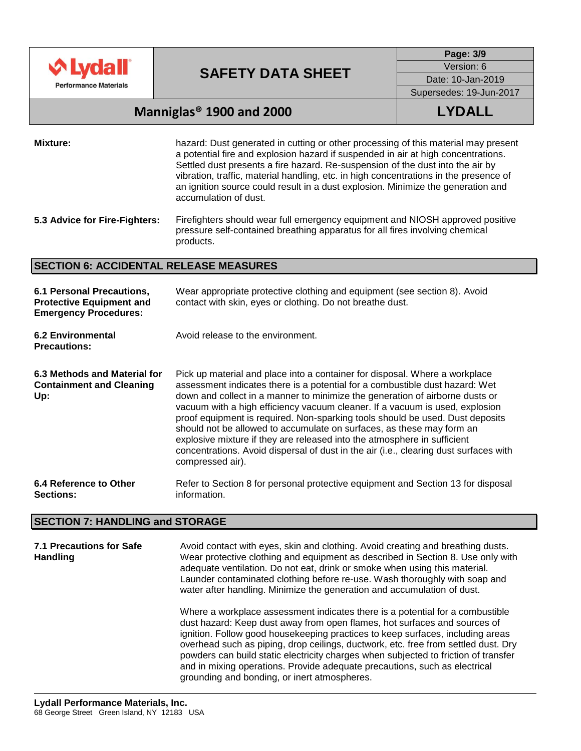**Mixture:** hazard: Dust generated in cutting or other processing of this material may present a potential fire and explosion hazard if suspended in air at high concentrations. Settled dust presents a fire hazard. Re-suspension of the dust into the air by vibration, traffic, material handling, etc. in high concentrations in the presence of an ignition source could result in a dust explosion. Minimize the generation and accumulation of dust.

**5.3 Advice for Fire-Fighters:** Firefighters should wear full emergency equipment and NIOSH approved positive pressure self-contained breathing apparatus for all fires involving chemical products.

## SECTION 6: ACCIDENTAL RELEASE MEASURES

**6.1 Personal Precautions, Protective Equipment and Emergency Procedures:** Wear appropriate protective clothing and equipment (see section 8). Avoid contact with skin, eyes or clothing. Do not breathe dust.

**6.2 Environmental Precautions:** Avoid release to the environment.

**6.3 Methods and Material for Containment and Cleaning Up:** Pick up material and place into a container for disposal. Where a workplace assessment indicates there is a potential for a combustible dust hazard: Wet down and collect in a manner to minimize the generation of airborne dusts or vacuum with a high efficiency vacuum cleaner. If a vacuum is used, explosion proof equipment is required. Non-sparking tools should be used. Dust deposits should not be allowed to accumulate on surfaces, as these may form an explosive mixture if they are released into the atmosphere in sufficient concentrations. Avoid dispersal of dust in the air (i.e., clearing dust surfaces with compressed air).

**6.4 Reference to Other Sections:** Refer to Section 8 for personal protective equipment and Section 13 for disposal information.

## SECTION 7: HANDLING and STORAGE

**7.1 Precautions for Safe Handling**

Avoid contact with eyes, skin and clothing. Avoid creating and breathing dusts. Wear protective clothing and equipment as described in Section 8. Use only with adequate ventilation. Do not eat, drink or smoke when using this material. Launder contaminated clothing before re-use. Wash thoroughly with soap and water after handling. Minimize the generation and accumulation of dust.

Where a workplace assessment indicates there is a potential for a combustible dust hazard: Keep dust away from open flames, hot surfaces and sources of ignition. Follow good housekeeping practices to keep surfaces, including areas overhead such as piping, drop ceilings, ductwork, etc. free from settled dust. Dry powders can build static electricity charges when subjected to friction of transfer and in mixing operations. Provide adequate precautions, such as electrical grounding and bonding, or inert atmospheres.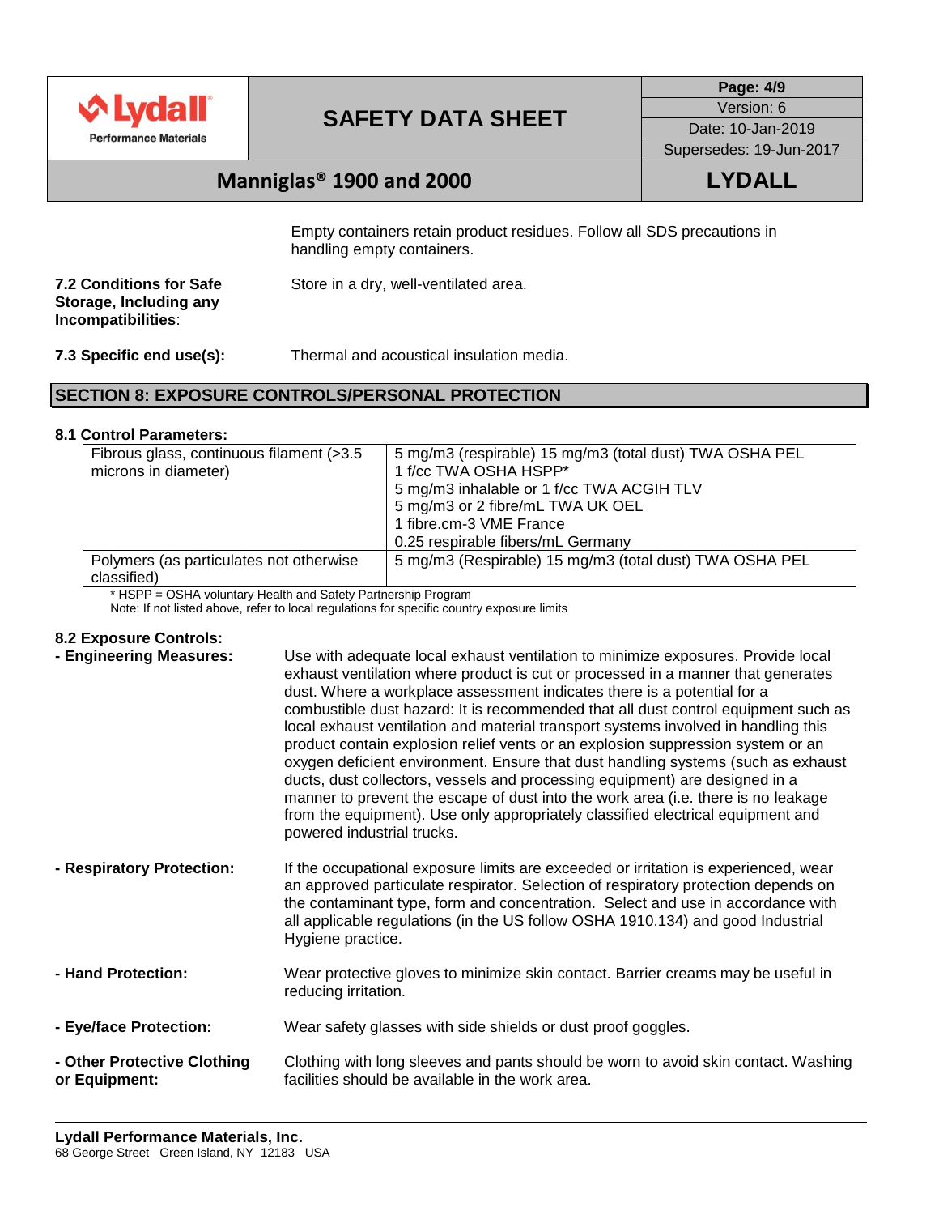Empty containers retain product residues. Follow all SDS precautions in handling empty containers.

**7.2 Conditions for Safe Storage, Including any Incompatibilities**: Store in a dry, well-ventilated area.

**7.3 Specific end use(s):** Thermal and acoustical insulation media.

## SECTION 8: EXPOSURE CONTROLS/PERSONAL PROTECTION

### 8.1 Control Parameters:

| | |
|---|---|
| Fibrous glass, continuous filament (>3.5 microns in diameter) | 5 mg/m3 (respirable) 15 mg/m3 (total dust) TWA OSHA PEL<br>1 f/cc TWA OSHA HSPP*<br>5 mg/m3 inhalable or 1 f/cc TWA ACGIH TLV<br>5 mg/m3 or 2 fibre/mL TWA UK OEL<br>1 fibre.cm-3 VME France<br>0.25 respirable fibers/mL Germany |
| Polymers (as particulates not otherwise classified) | 5 mg/m3 (Respirable) 15 mg/m3 (total dust) TWA OSHA PEL |

* HSPP = OSHA voluntary Health and Safety Partnership Program
Note: If not listed above, refer to local regulations for specific country exposure limits

### 8.2 Exposure Controls:

**- Engineering Measures:** Use with adequate local exhaust ventilation to minimize exposures. Provide local exhaust ventilation where product is cut or processed in a manner that generates dust. Where a workplace assessment indicates there is a potential for a combustible dust hazard: It is recommended that all dust control equipment such as local exhaust ventilation and material transport systems involved in handling this product contain explosion relief vents or an explosion suppression system or an oxygen deficient environment. Ensure that dust handling systems (such as exhaust ducts, dust collectors, vessels and processing equipment) are designed in a manner to prevent the escape of dust into the work area (i.e. there is no leakage from the equipment). Use only appropriately classified electrical equipment and powered industrial trucks.

**- Respiratory Protection:** If the occupational exposure limits are exceeded or irritation is experienced, wear an approved particulate respirator. Selection of respiratory protection depends on the contaminant type, form and concentration. Select and use in accordance with all applicable regulations (in the US follow OSHA 1910.134) and good Industrial Hygiene practice.

**- Hand Protection:** Wear protective gloves to minimize skin contact. Barrier creams may be useful in reducing irritation.

**- Eye/face Protection:** Wear safety glasses with side shields or dust proof goggles.

**- Other Protective Clothing or Equipment:** Clothing with long sleeves and pants should be worn to avoid skin contact. Washing facilities should be available in the work area.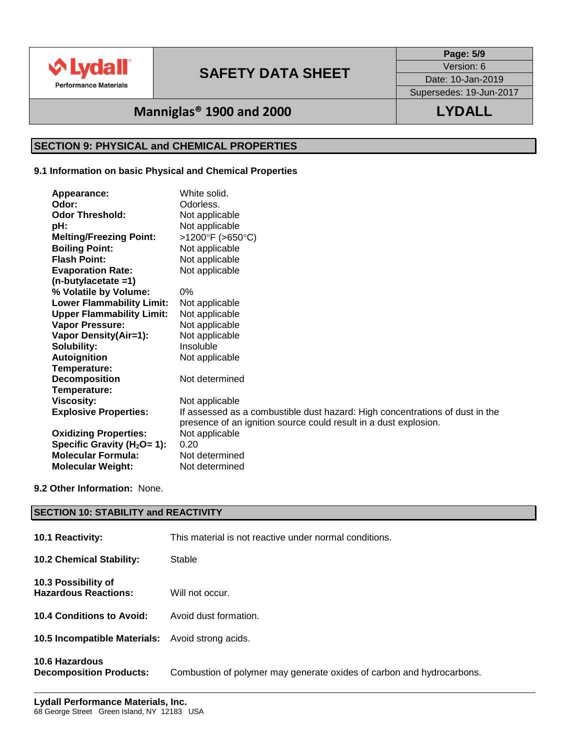## SECTION 9: PHYSICAL and CHEMICAL PROPERTIES

### 9.1 Information on basic Physical and Chemical Properties

| Property | Value |
|---|---|
| **Appearance:** | White solid. |
| **Odor:** | Odorless. |
| **Odor Threshold:** | Not applicable |
| **pH:** | Not applicable |
| **Melting/Freezing Point:** | >1200°F (>650°C) |
| **Boiling Point:** | Not applicable |
| **Flash Point:** | Not applicable |
| **Evaporation Rate: (n-butylacetate =1)** | Not applicable |
| **% Volatile by Volume:** | 0% |
| **Lower Flammability Limit:** | Not applicable |
| **Upper Flammability Limit:** | Not applicable |
| **Vapor Pressure:** | Not applicable |
| **Vapor Density(Air=1):** | Not applicable |
| **Solubility:** | Insoluble |
| **Autoignition Temperature:** | Not applicable |
| **Decomposition Temperature:** | Not determined |
| **Viscosity:** | Not applicable |
| **Explosive Properties:** | If assessed as a combustible dust hazard: High concentrations of dust in the presence of an ignition source could result in a dust explosion. |
| **Oxidizing Properties:** | Not applicable |
| **Specific Gravity ($H_2O$= 1):** | 0.20 |
| **Molecular Formula:** | Not determined |
| **Molecular Weight:** | Not determined |

**9.2 Other Information:** None.

## SECTION 10: STABILITY and REACTIVITY

**10.1 Reactivity:** This material is not reactive under normal conditions.

**10.2 Chemical Stability:** Stable

**10.3 Possibility of Hazardous Reactions:** Will not occur.

**10.4 Conditions to Avoid:** Avoid dust formation.

**10.5 Incompatible Materials:** Avoid strong acids.

**10.6 Hazardous Decomposition Products:** Combustion of polymer may generate oxides of carbon and hydrocarbons.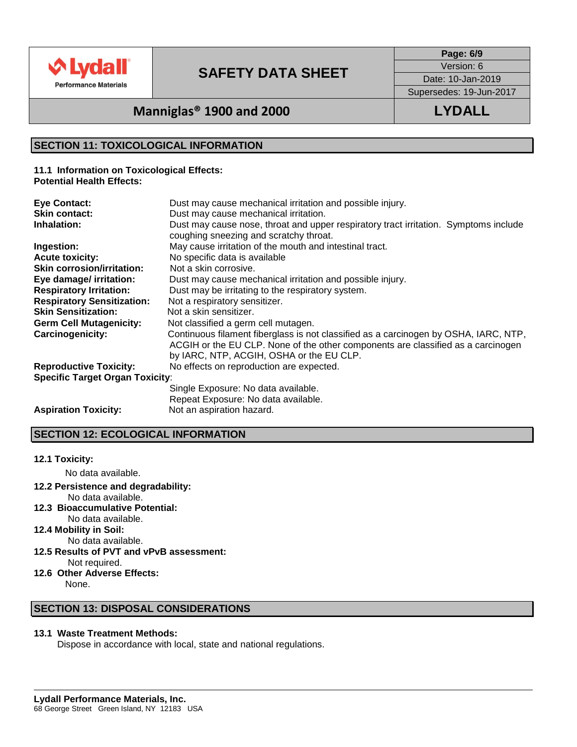## SECTION 11: TOXICOLOGICAL INFORMATION

**11.1 Information on Toxicological Effects:**
**Potential Health Effects:**

**Eye Contact:** Dust may cause mechanical irritation and possible injury.
**Skin contact:** Dust may cause mechanical irritation.
**Inhalation:** Dust may cause nose, throat and upper respiratory tract irritation. Symptoms include coughing sneezing and scratchy throat.
**Ingestion:** May cause irritation of the mouth and intestinal tract.
**Acute toxicity:** No specific data is available
**Skin corrosion/irritation:** Not a skin corrosive.
**Eye damage/ irritation:** Dust may cause mechanical irritation and possible injury.
**Respiratory Irritation:** Dust may be irritating to the respiratory system.
**Respiratory Sensitization:** Not a respiratory sensitizer.
**Skin Sensitization:** Not a skin sensitizer.
**Germ Cell Mutagenicity:** Not classified a germ cell mutagen.
**Carcinogenicity:** Continuous filament fiberglass is not classified as a carcinogen by OSHA, IARC, NTP, ACGIH or the EU CLP. None of the other components are classified as a carcinogen by IARC, NTP, ACGIH, OSHA or the EU CLP.
**Reproductive Toxicity:** No effects on reproduction are expected.
**Specific Target Organ Toxicity**:
Single Exposure: No data available.
Repeat Exposure: No data available.
**Aspiration Toxicity:** Not an aspiration hazard.

## SECTION 12: ECOLOGICAL INFORMATION

**12.1 Toxicity:**
No data available.

**12.2 Persistence and degradability:**
No data available.

**12.3 Bioaccumulative Potential:**
No data available.

**12.4 Mobility in Soil:**
No data available.

**12.5 Results of PVT and vPvB assessment:**
Not required.

**12.6 Other Adverse Effects:**
None.

## SECTION 13: DISPOSAL CONSIDERATIONS

**13.1 Waste Treatment Methods:**
Dispose in accordance with local, state and national regulations.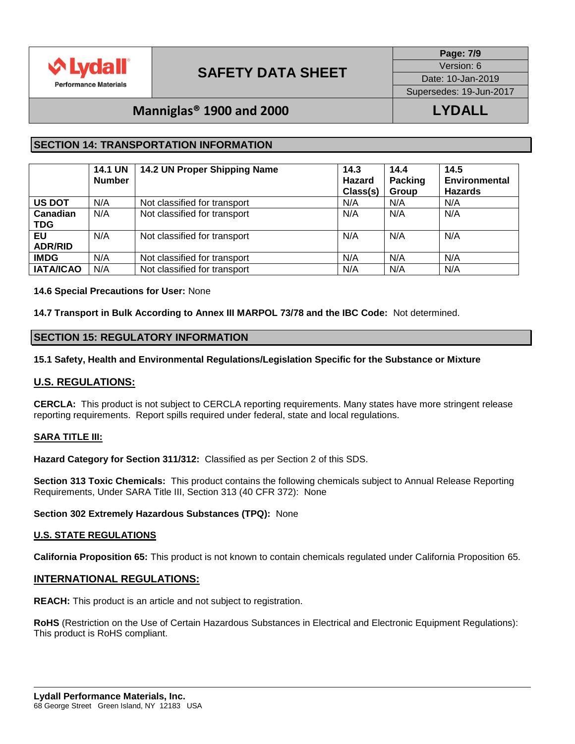## SECTION 14: TRANSPORTATION INFORMATION

| | 14.1 UN Number | 14.2 UN Proper Shipping Name | 14.3 Hazard Class(s) | 14.4 Packing Group | 14.5 Environmental Hazards |
|---|---|---|---|---|---|
| **US DOT** | N/A | Not classified for transport | N/A | N/A | N/A |
| **Canadian TDG** | N/A | Not classified for transport | N/A | N/A | N/A |
| **EU ADR/RID** | N/A | Not classified for transport | N/A | N/A | N/A |
| **IMDG** | N/A | Not classified for transport | N/A | N/A | N/A |
| **IATA/ICAO** | N/A | Not classified for transport | N/A | N/A | N/A |

**14.6 Special Precautions for User:** None

**14.7 Transport in Bulk According to Annex III MARPOL 73/78 and the IBC Code:** Not determined.

## SECTION 15: REGULATORY INFORMATION

**15.1 Safety, Health and Environmental Regulations/Legislation Specific for the Substance or Mixture**

### U.S. REGULATIONS:

**CERCLA:** This product is not subject to CERCLA reporting requirements. Many states have more stringent release reporting requirements. Report spills required under federal, state and local regulations.

**SARA TITLE III:**

**Hazard Category for Section 311/312:** Classified as per Section 2 of this SDS.

**Section 313 Toxic Chemicals:** This product contains the following chemicals subject to Annual Release Reporting Requirements, Under SARA Title III, Section 313 (40 CFR 372): None

**Section 302 Extremely Hazardous Substances (TPQ):** None

**U.S. STATE REGULATIONS**

**California Proposition 65:** This product is not known to contain chemicals regulated under California Proposition 65.

### INTERNATIONAL REGULATIONS:

**REACH:** This product is an article and not subject to registration.

**RoHS** (Restriction on the Use of Certain Hazardous Substances in Electrical and Electronic Equipment Regulations): This product is RoHS compliant.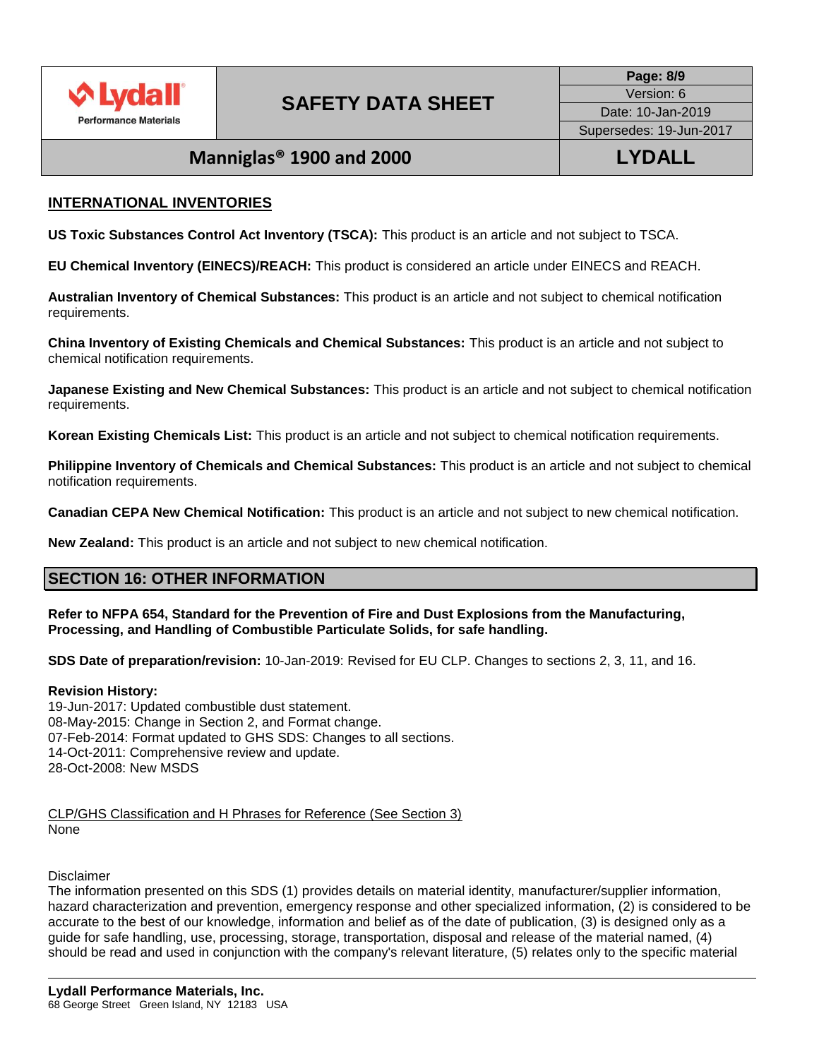## INTERNATIONAL INVENTORIES

**US Toxic Substances Control Act Inventory (TSCA):** This product is an article and not subject to TSCA.

**EU Chemical Inventory (EINECS)/REACH:** This product is considered an article under EINECS and REACH.

**Australian Inventory of Chemical Substances:** This product is an article and not subject to chemical notification requirements.

**China Inventory of Existing Chemicals and Chemical Substances:** This product is an article and not subject to chemical notification requirements.

**Japanese Existing and New Chemical Substances:** This product is an article and not subject to chemical notification requirements.

**Korean Existing Chemicals List:** This product is an article and not subject to chemical notification requirements.

**Philippine Inventory of Chemicals and Chemical Substances:** This product is an article and not subject to chemical notification requirements.

**Canadian CEPA New Chemical Notification:** This product is an article and not subject to new chemical notification.

**New Zealand:** This product is an article and not subject to new chemical notification.

## SECTION 16: OTHER INFORMATION

**Refer to NFPA 654, Standard for the Prevention of Fire and Dust Explosions from the Manufacturing, Processing, and Handling of Combustible Particulate Solids, for safe handling.**

**SDS Date of preparation/revision:** 10-Jan-2019: Revised for EU CLP. Changes to sections 2, 3, 11, and 16.

**Revision History:**
19-Jun-2017: Updated combustible dust statement.
08-May-2015: Change in Section 2, and Format change.
07-Feb-2014: Format updated to GHS SDS: Changes to all sections.
14-Oct-2011: Comprehensive review and update.
28-Oct-2008: New MSDS

CLP/GHS Classification and H Phrases for Reference (See Section 3)
None

Disclaimer
The information presented on this SDS (1) provides details on material identity, manufacturer/supplier information, hazard characterization and prevention, emergency response and other specialized information, (2) is considered to be accurate to the best of our knowledge, information and belief as of the date of publication, (3) is designed only as a guide for safe handling, use, processing, storage, transportation, disposal and release of the material named, (4) should be read and used in conjunction with the company's relevant literature, (5) relates only to the specific material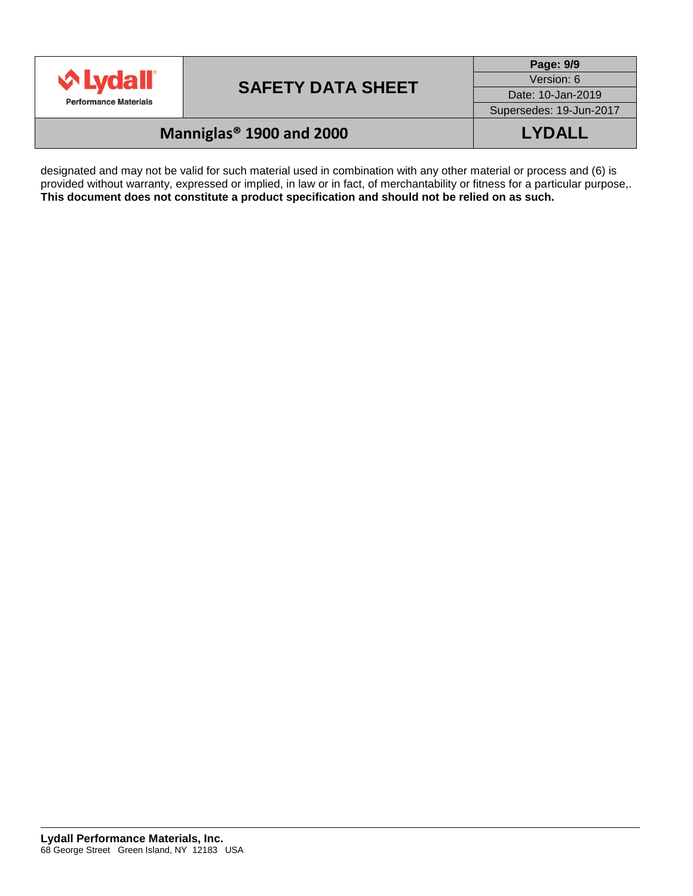designated and may not be valid for such material used in combination with any other material or process and (6) is provided without warranty, expressed or implied, in law or in fact, of merchantability or fitness for a particular purpose,. **This document does not constitute a product specification and should not be relied on as such.**